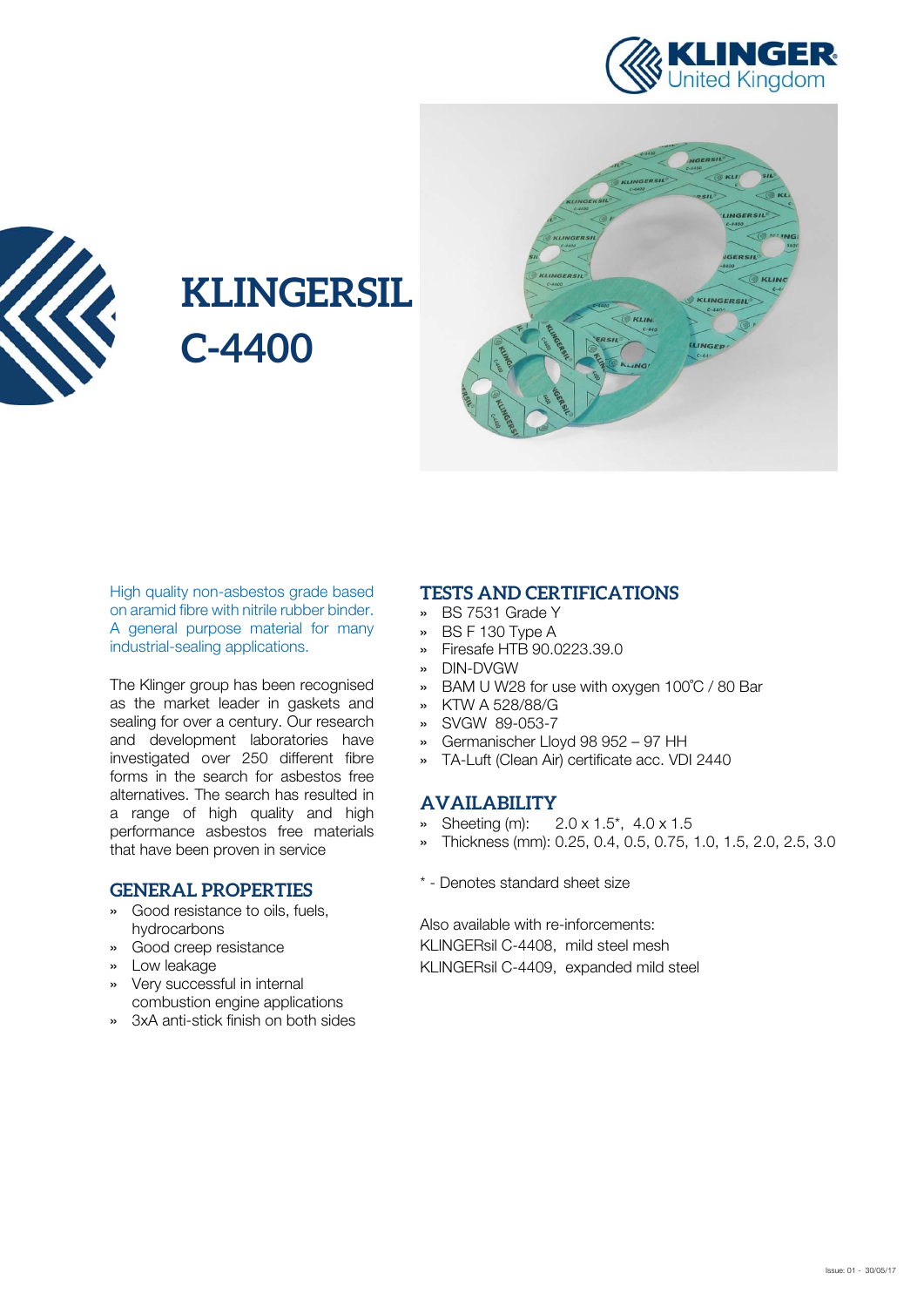# KLINGERSIL C-4400

High quality non-asbestos grade based on aramid fibre with nitrile rubber binder. A general purpose material for many industrial-sealing applications.

The Klinger group has been recognised as the market leader in gaskets and sealing for over a century. Our research and development laboratories have investigated over 250 different fibre forms in the search for asbestos free alternatives. The search has resulted in a range of high quality and high performance asbestos free materials that have been proven in service

## GENERAL PROPERTIES

- Good resistance to oils, fuels, hydrocarbons
- Good creep resistance
- Low leakage
- Very successful in internal combustion engine applications
- 3xA anti-stick finish on both sides

## TESTS AND CERTIFICATIONS

- BS 7531 Grade Y
- BS F 130 Type A
- Firesafe HTB 90.0223.39.0
- DIN-DVGW
- BAM U W28 for use with oxygen 100˚C / 80 Bar
- KTW A 528/88/G
- SVGW 89-053-7
- Germanischer Lloyd 98 952 – 97 HH
- TA-Luft (Clean Air) certificate acc. VDI 2440

## AVAILABILITY

- Sheeting (m): 2.0 x 1.5*, 4.0 x 1.5
- Thickness (mm): 0.25, 0.4, 0.5, 0.75, 1.0, 1.5, 2.0, 2.5, 3.0

* - Denotes standard sheet size

Also available with re-inforcements:
KLINGERsil C-4408, mild steel mesh
KLINGERsil C-4409, expanded mild steel

Issue: 01 - 30/05/17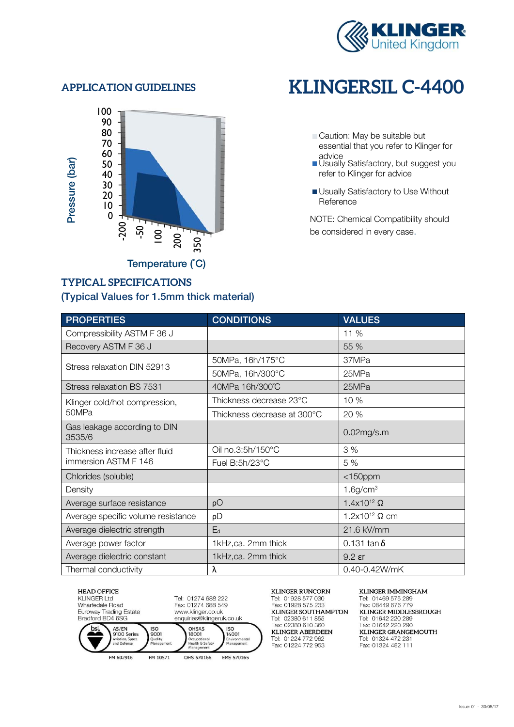KLINGER United Kingdom

## APPLICATION GUIDELINES

# KLINGERSIL C-4400

Pressure (bar)

100
90
80
70
60
50
40
30
20
10
0

-200
-50
100
200
350

Temperature (°C)

- Caution: May be suitable but essential that you refer to Klinger for advice
- Usually Satisfactory, but suggest you refer to Klinger for advice
- Usually Satisfactory to Use Without Reference

NOTE: Chemical Compatibility should be considered in every case.

## TYPICAL SPECIFICATIONS

### (Typical Values for 1.5mm thick material)

| PROPERTIES | CONDITIONS | VALUES |
|---|---|---|
| Compressibility ASTM F 36 J | | 11 % |
| Recovery ASTM F 36 J | | 55 % |
| Stress relaxation DIN 52913 | 50MPa, 16h/175°C | 37MPa |
| | 50MPa, 16h/300°C | 25MPa |
| Stress relaxation BS 7531 | 40MPa 16h/300°C | 25MPa |
| Klinger cold/hot compression, 50MPa | Thickness decrease 23°C | 10 % |
| | Thickness decrease at 300°C | 20 % |
| Gas leakage according to DIN 3535/6 | | 0.02mg/s.m |
| Thickness increase after fluid immersion ASTM F 146 | Oil no.3:5h/150°C | 3 % |
| | Fuel B:5h/23°C | 5 % |
| Chlorides (soluble) | | <150ppm |
| Density | | 1.6g/cm³ |
| Average surface resistance | ρO | $1.4 \times 10^{12}$ Ω |
| Average specific volume resistance | ρD | $1.2 \times 10^{12}$ Ω cm |
| Average dielectric strength | $E_d$ | 21.6 kV/mm |
| Average power factor | 1kHz,ca. 2mm thick | 0.131 tan δ |
| Average dielectric constant | 1kHz,ca. 2mm thick | 9.2 εr |
| Thermal conductivity | λ | 0.40-0.42W/mK |

**HEAD OFFICE**
KLINGER Ltd
Wharfedale Road
Euroway Trading Estate
Bradford BD4 6SG

Tel: 01274 688 222
Fax: 01274 688 549
www.klinger.co.uk
enquiries@klingeruk.co.uk

bsi. AS/EN 9100 Series Aviation, Space and Defense — FM 602916
ISO 9001 Quality Management — FM 10571
OHSAS 18001 Occupational Health & Safety Management — OHS 570166
ISO 14001 Environmental Management — EMS 570165

**KLINGER RUNCORN**
Tel: 01928 577 030
Fax: 01928 575 233

**KLINGER SOUTHAMPTON**
Tel: 02380 611 855
Fax: 02380 610 360

**KLINGER ABERDEEN**
Tel: 01224 772 962
Fax: 01224 772 953

**KLINGER IMMINGHAM**
Tel: 01469 575 289
Fax: 08449 676 779

**KLINGER MIDDLESBROUGH**
Tel: 01642 220 289
Fax: 01642 220 290

**KLINGER GRANGEMOUTH**
Tel: 01324 472 231
Fax: 01324 482 111

Issue: 01 - 30/05/17